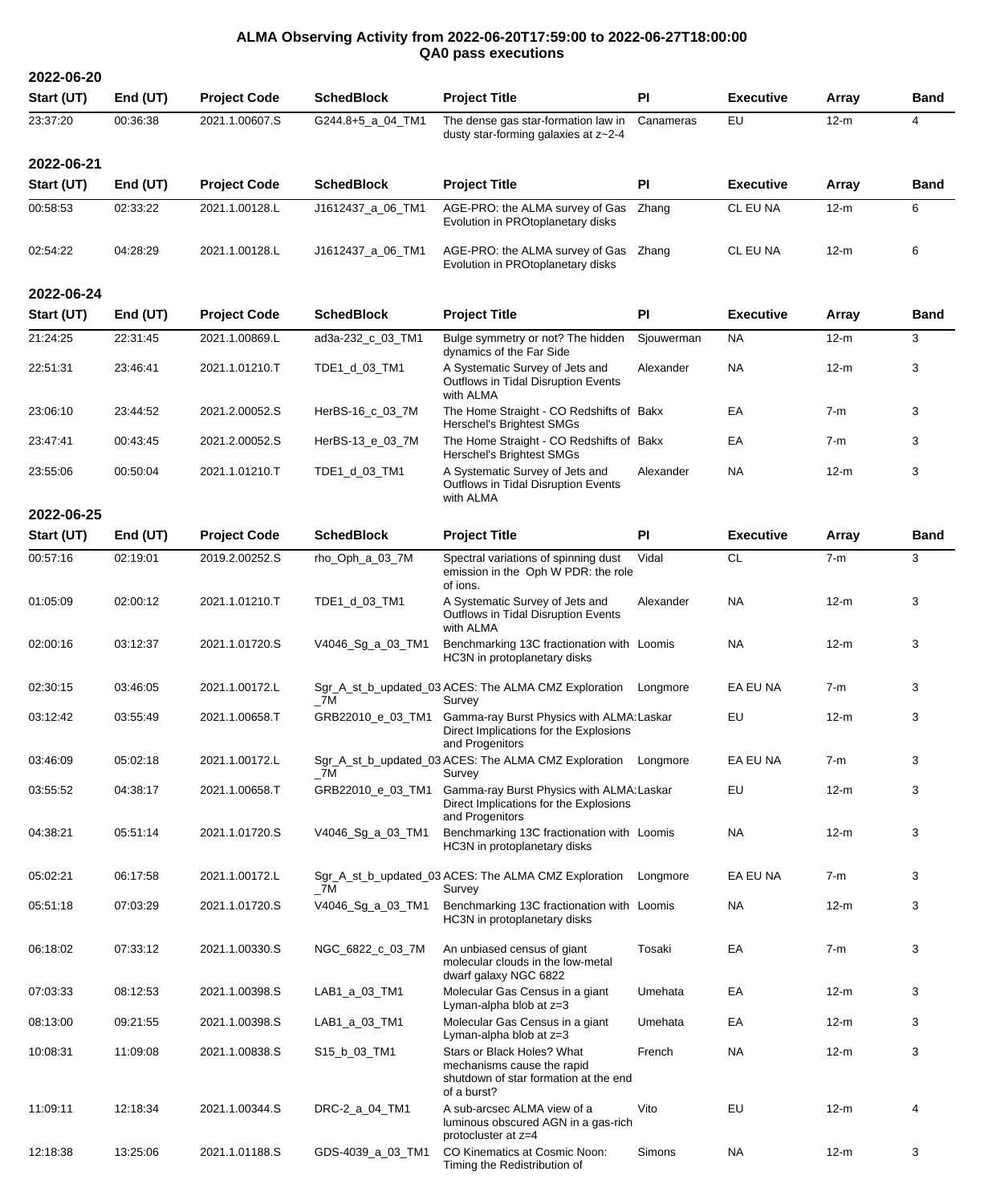# ALMA Observing Activity from 2022-06-20T17:59:00 to 2022-06-27T18:00:00
## QA0 pass executions

### 2022-06-20

| Start (UT) | End (UT) | Project Code | SchedBlock | Project Title | PI | Executive | Array | Band |
|---|---|---|---|---|---|---|---|---|
| 23:37:20 | 00:36:38 | 2021.1.00607.S | G244.8+5_a_04_TM1 | The dense gas star-formation law in dusty star-forming galaxies at z~2-4 | Canameras | EU | 12-m | 4 |

### 2022-06-21

| Start (UT) | End (UT) | Project Code | SchedBlock | Project Title | PI | Executive | Array | Band |
|---|---|---|---|---|---|---|---|---|
| 00:58:53 | 02:33:22 | 2021.1.00128.L | J1612437_a_06_TM1 | AGE-PRO: the ALMA survey of Gas Evolution in PROtoplanetary disks | Zhang | CL EU NA | 12-m | 6 |
| 02:54:22 | 04:28:29 | 2021.1.00128.L | J1612437_a_06_TM1 | AGE-PRO: the ALMA survey of Gas Evolution in PROtoplanetary disks | Zhang | CL EU NA | 12-m | 6 |

### 2022-06-24

| Start (UT) | End (UT) | Project Code | SchedBlock | Project Title | PI | Executive | Array | Band |
|---|---|---|---|---|---|---|---|---|
| 21:24:25 | 22:31:45 | 2021.1.00869.L | ad3a-232_c_03_TM1 | Bulge symmetry or not? The hidden dynamics of the Far Side | Sjouwerman | NA | 12-m | 3 |
| 22:51:31 | 23:46:41 | 2021.1.01210.T | TDE1_d_03_TM1 | A Systematic Survey of Jets and Outflows in Tidal Disruption Events with ALMA | Alexander | NA | 12-m | 3 |
| 23:06:10 | 23:44:52 | 2021.2.00052.S | HerBS-16_c_03_7M | The Home Straight - CO Redshifts of Herschel's Brightest SMGs | Bakx | EA | 7-m | 3 |
| 23:47:41 | 00:43:45 | 2021.2.00052.S | HerBS-13_e_03_7M | The Home Straight - CO Redshifts of Herschel's Brightest SMGs | Bakx | EA | 7-m | 3 |
| 23:55:06 | 00:50:04 | 2021.1.01210.T | TDE1_d_03_TM1 | A Systematic Survey of Jets and Outflows in Tidal Disruption Events with ALMA | Alexander | NA | 12-m | 3 |

### 2022-06-25

| Start (UT) | End (UT) | Project Code | SchedBlock | Project Title | PI | Executive | Array | Band |
|---|---|---|---|---|---|---|---|---|
| 00:57:16 | 02:19:01 | 2019.2.00252.S | rho_Oph_a_03_7M | Spectral variations of spinning dust emission in the Oph W PDR: the role of ions. | Vidal | CL | 7-m | 3 |
| 01:05:09 | 02:00:12 | 2021.1.01210.T | TDE1_d_03_TM1 | A Systematic Survey of Jets and Outflows in Tidal Disruption Events with ALMA | Alexander | NA | 12-m | 3 |
| 02:00:16 | 03:12:37 | 2021.1.01720.S | V4046_Sg_a_03_TM1 | Benchmarking 13C fractionation with HC3N in protoplanetary disks | Loomis | NA | 12-m | 3 |
| 02:30:15 | 03:46:05 | 2021.1.00172.L | Sgr_A_st_b_updated_03_7M | ACES: The ALMA CMZ Exploration Survey | Longmore | EA EU NA | 7-m | 3 |
| 03:12:42 | 03:55:49 | 2021.1.00658.T | GRB22010_e_03_TM1 | Gamma-ray Burst Physics with ALMA: Direct Implications for the Explosions and Progenitors | Laskar | EU | 12-m | 3 |
| 03:46:09 | 05:02:18 | 2021.1.00172.L | Sgr_A_st_b_updated_03_7M | ACES: The ALMA CMZ Exploration Survey | Longmore | EA EU NA | 7-m | 3 |
| 03:55:52 | 04:38:17 | 2021.1.00658.T | GRB22010_e_03_TM1 | Gamma-ray Burst Physics with ALMA: Direct Implications for the Explosions and Progenitors | Laskar | EU | 12-m | 3 |
| 04:38:21 | 05:51:14 | 2021.1.01720.S | V4046_Sg_a_03_TM1 | Benchmarking 13C fractionation with HC3N in protoplanetary disks | Loomis | NA | 12-m | 3 |
| 05:02:21 | 06:17:58 | 2021.1.00172.L | Sgr_A_st_b_updated_03_7M | ACES: The ALMA CMZ Exploration Survey | Longmore | EA EU NA | 7-m | 3 |
| 05:51:18 | 07:03:29 | 2021.1.01720.S | V4046_Sg_a_03_TM1 | Benchmarking 13C fractionation with HC3N in protoplanetary disks | Loomis | NA | 12-m | 3 |
| 06:18:02 | 07:33:12 | 2021.1.00330.S | NGC_6822_c_03_7M | An unbiased census of giant molecular clouds in the low-metal dwarf galaxy NGC 6822 | Tosaki | EA | 7-m | 3 |
| 07:03:33 | 08:12:53 | 2021.1.00398.S | LAB1_a_03_TM1 | Molecular Gas Census in a giant Lyman-alpha blob at z=3 | Umehata | EA | 12-m | 3 |
| 08:13:00 | 09:21:55 | 2021.1.00398.S | LAB1_a_03_TM1 | Molecular Gas Census in a giant Lyman-alpha blob at z=3 | Umehata | EA | 12-m | 3 |
| 10:08:31 | 11:09:08 | 2021.1.00838.S | S15_b_03_TM1 | Stars or Black Holes? What mechanisms cause the rapid shutdown of star formation at the end of a burst? | French | NA | 12-m | 3 |
| 11:09:11 | 12:18:34 | 2021.1.00344.S | DRC-2_a_04_TM1 | A sub-arcsec ALMA view of a luminous obscured AGN in a gas-rich protocluster at z=4 | Vito | EU | 12-m | 4 |
| 12:18:38 | 13:25:06 | 2021.1.01188.S | GDS-4039_a_03_TM1 | CO Kinematics at Cosmic Noon: Timing the Redistribution of | Simons | NA | 12-m | 3 |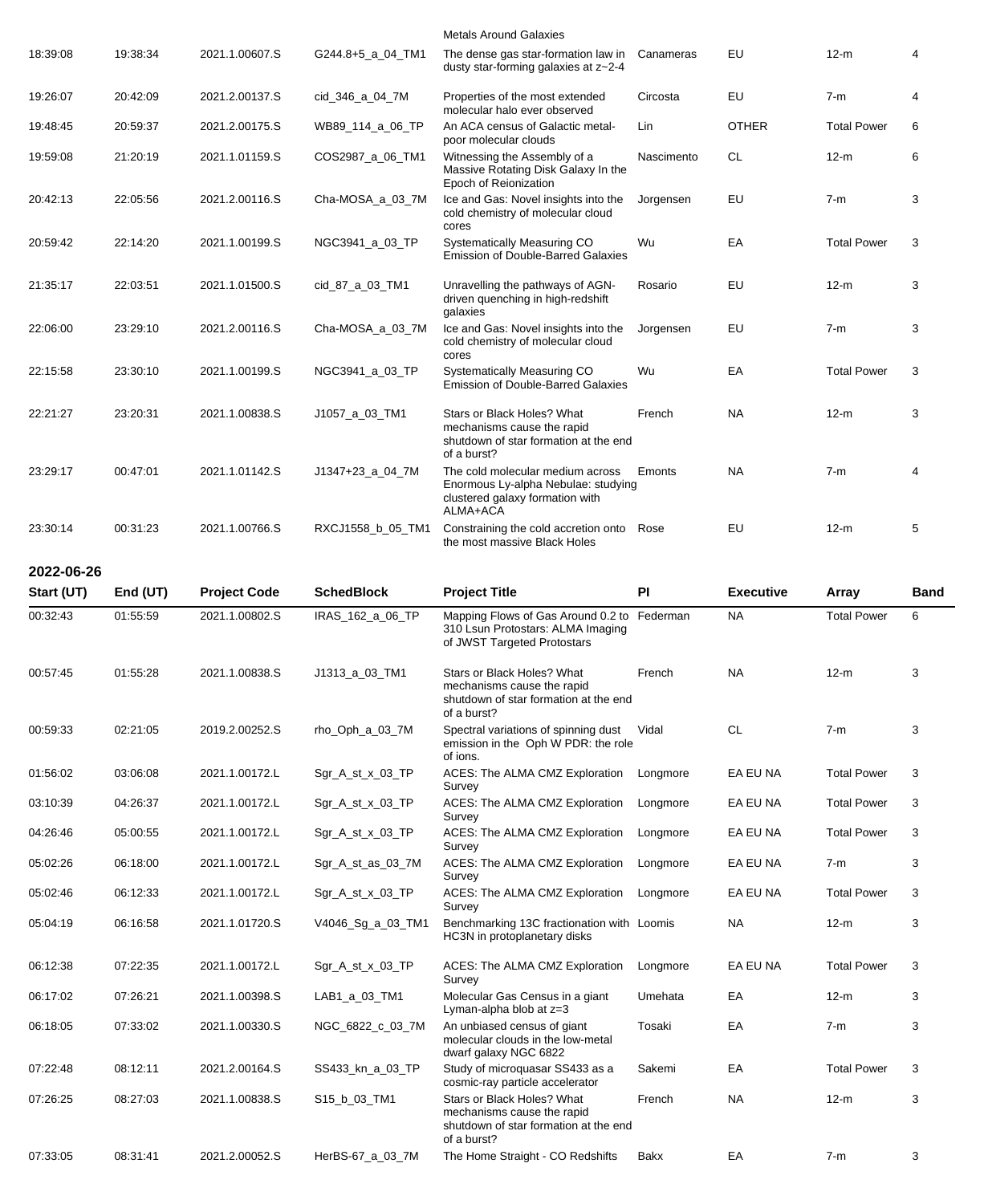| Start (UT) | End (UT) | Project Code | SchedBlock | Project Title | PI | Executive | Array | Band |
|---|---|---|---|---|---|---|---|---|
| | | | | Metals Around Galaxies | | | | |
| 18:39:08 | 19:38:34 | 2021.1.00607.S | G244.8+5_a_04_TM1 | The dense gas star-formation law in dusty star-forming galaxies at z~2-4 | Canameras | EU | 12-m | 4 |
| 19:26:07 | 20:42:09 | 2021.2.00137.S | cid_346_a_04_7M | Properties of the most extended molecular halo ever observed | Circosta | EU | 7-m | 4 |
| 19:48:45 | 20:59:37 | 2021.2.00175.S | WB89_114_a_06_TP | An ACA census of Galactic metal-poor molecular clouds | Lin | OTHER | Total Power | 6 |
| 19:59:08 | 21:20:19 | 2021.1.01159.S | COS2987_a_06_TM1 | Witnessing the Assembly of a Massive Rotating Disk Galaxy In the Epoch of Reionization | Nascimento | CL | 12-m | 6 |
| 20:42:13 | 22:05:56 | 2021.2.00116.S | Cha-MOSA_a_03_7M | Ice and Gas: Novel insights into the cold chemistry of molecular cloud cores | Jorgensen | EU | 7-m | 3 |
| 20:59:42 | 22:14:20 | 2021.1.00199.S | NGC3941_a_03_TP | Systematically Measuring CO Emission of Double-Barred Galaxies | Wu | EA | Total Power | 3 |
| 21:35:17 | 22:03:51 | 2021.1.01500.S | cid_87_a_03_TM1 | Unravelling the pathways of AGN-driven quenching in high-redshift galaxies | Rosario | EU | 12-m | 3 |
| 22:06:00 | 23:29:10 | 2021.2.00116.S | Cha-MOSA_a_03_7M | Ice and Gas: Novel insights into the cold chemistry of molecular cloud cores | Jorgensen | EU | 7-m | 3 |
| 22:15:58 | 23:30:10 | 2021.1.00199.S | NGC3941_a_03_TP | Systematically Measuring CO Emission of Double-Barred Galaxies | Wu | EA | Total Power | 3 |
| 22:21:27 | 23:20:31 | 2021.1.00838.S | J1057_a_03_TM1 | Stars or Black Holes? What mechanisms cause the rapid shutdown of star formation at the end of a burst? | French | NA | 12-m | 3 |
| 23:29:17 | 00:47:01 | 2021.1.01142.S | J1347+23_a_04_7M | The cold molecular medium across Enormous Ly-alpha Nebulae: studying clustered galaxy formation with ALMA+ACA | Emonts | NA | 7-m | 4 |
| 23:30:14 | 00:31:23 | 2021.1.00766.S | RXCJ1558_b_05_TM1 | Constraining the cold accretion onto the most massive Black Holes | Rose | EU | 12-m | 5 |

**2022-06-26**

| Start (UT) | End (UT) | Project Code | SchedBlock | Project Title | PI | Executive | Array | Band |
|---|---|---|---|---|---|---|---|---|
| 00:32:43 | 01:55:59 | 2021.1.00802.S | IRAS_162_a_06_TP | Mapping Flows of Gas Around 0.2 to 310 Lsun Protostars: ALMA Imaging of JWST Targeted Protostars | Federman | NA | Total Power | 6 |
| 00:57:45 | 01:55:28 | 2021.1.00838.S | J1313_a_03_TM1 | Stars or Black Holes? What mechanisms cause the rapid shutdown of star formation at the end of a burst? | French | NA | 12-m | 3 |
| 00:59:33 | 02:21:05 | 2019.2.00252.S | rho_Oph_a_03_7M | Spectral variations of spinning dust emission in the Oph W PDR: the role of ions. | Vidal | CL | 7-m | 3 |
| 01:56:02 | 03:06:08 | 2021.1.00172.L | Sgr_A_st_x_03_TP | ACES: The ALMA CMZ Exploration Survey | Longmore | EA EU NA | Total Power | 3 |
| 03:10:39 | 04:26:37 | 2021.1.00172.L | Sgr_A_st_x_03_TP | ACES: The ALMA CMZ Exploration Survey | Longmore | EA EU NA | Total Power | 3 |
| 04:26:46 | 05:00:55 | 2021.1.00172.L | Sgr_A_st_x_03_TP | ACES: The ALMA CMZ Exploration Survey | Longmore | EA EU NA | Total Power | 3 |
| 05:02:26 | 06:18:00 | 2021.1.00172.L | Sgr_A_st_as_03_7M | ACES: The ALMA CMZ Exploration Survey | Longmore | EA EU NA | 7-m | 3 |
| 05:02:46 | 06:12:33 | 2021.1.00172.L | Sgr_A_st_x_03_TP | ACES: The ALMA CMZ Exploration Survey | Longmore | EA EU NA | Total Power | 3 |
| 05:04:19 | 06:16:58 | 2021.1.01720.S | V4046_Sg_a_03_TM1 | Benchmarking 13C fractionation with HC3N in protoplanetary disks | Loomis | NA | 12-m | 3 |
| 06:12:38 | 07:22:35 | 2021.1.00172.L | Sgr_A_st_x_03_TP | ACES: The ALMA CMZ Exploration Survey | Longmore | EA EU NA | Total Power | 3 |
| 06:17:02 | 07:26:21 | 2021.1.00398.S | LAB1_a_03_TM1 | Molecular Gas Census in a giant Lyman-alpha blob at z=3 | Umehata | EA | 12-m | 3 |
| 06:18:05 | 07:33:02 | 2021.1.00330.S | NGC_6822_c_03_7M | An unbiased census of giant molecular clouds in the low-metal dwarf galaxy NGC 6822 | Tosaki | EA | 7-m | 3 |
| 07:22:48 | 08:12:11 | 2021.2.00164.S | SS433_kn_a_03_TP | Study of microquasar SS433 as a cosmic-ray particle accelerator | Sakemi | EA | Total Power | 3 |
| 07:26:25 | 08:27:03 | 2021.1.00838.S | S15_b_03_TM1 | Stars or Black Holes? What mechanisms cause the rapid shutdown of star formation at the end of a burst? | French | NA | 12-m | 3 |
| 07:33:05 | 08:31:41 | 2021.2.00052.S | HerBS-67_a_03_7M | The Home Straight - CO Redshifts | Bakx | EA | 7-m | 3 |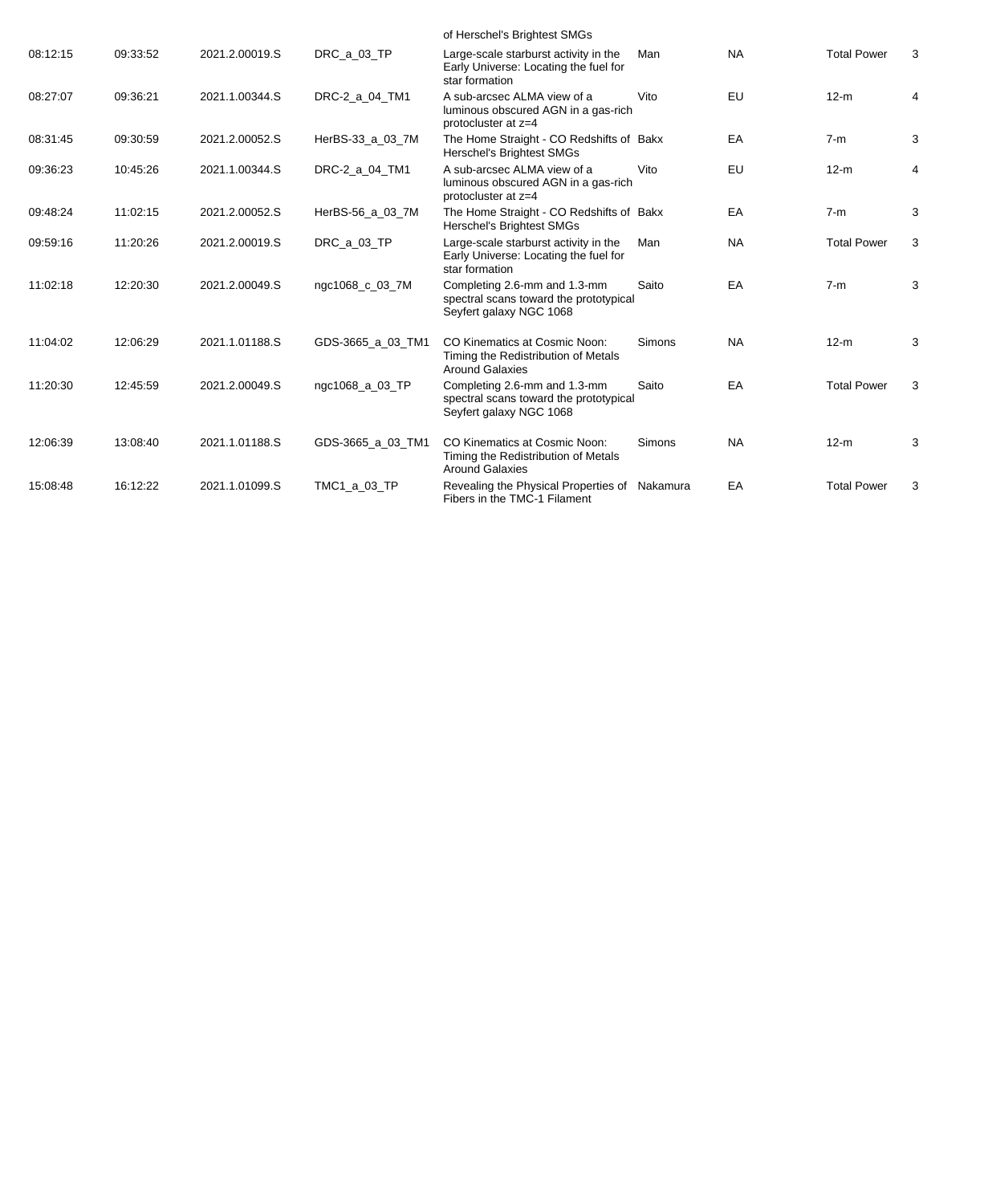| | | | | | | | | |
|---|---|---|---|---|---|---|---|---|
| | | | | of Herschel's Brightest SMGs | | | | |
| 08:12:15 | 09:33:52 | 2021.2.00019.S | DRC_a_03_TP | Large-scale starburst activity in the Early Universe: Locating the fuel for star formation | Man | NA | Total Power | 3 |
| 08:27:07 | 09:36:21 | 2021.1.00344.S | DRC-2_a_04_TM1 | A sub-arcsec ALMA view of a luminous obscured AGN in a gas-rich protocluster at z=4 | Vito | EU | 12-m | 4 |
| 08:31:45 | 09:30:59 | 2021.2.00052.S | HerBS-33_a_03_7M | The Home Straight - CO Redshifts of Herschel's Brightest SMGs | Bakx | EA | 7-m | 3 |
| 09:36:23 | 10:45:26 | 2021.1.00344.S | DRC-2_a_04_TM1 | A sub-arcsec ALMA view of a luminous obscured AGN in a gas-rich protocluster at z=4 | Vito | EU | 12-m | 4 |
| 09:48:24 | 11:02:15 | 2021.2.00052.S | HerBS-56_a_03_7M | The Home Straight - CO Redshifts of Herschel's Brightest SMGs | Bakx | EA | 7-m | 3 |
| 09:59:16 | 11:20:26 | 2021.2.00019.S | DRC_a_03_TP | Large-scale starburst activity in the Early Universe: Locating the fuel for star formation | Man | NA | Total Power | 3 |
| 11:02:18 | 12:20:30 | 2021.2.00049.S | ngc1068_c_03_7M | Completing 2.6-mm and 1.3-mm spectral scans toward the prototypical Seyfert galaxy NGC 1068 | Saito | EA | 7-m | 3 |
| 11:04:02 | 12:06:29 | 2021.1.01188.S | GDS-3665_a_03_TM1 | CO Kinematics at Cosmic Noon: Timing the Redistribution of Metals Around Galaxies | Simons | NA | 12-m | 3 |
| 11:20:30 | 12:45:59 | 2021.2.00049.S | ngc1068_a_03_TP | Completing 2.6-mm and 1.3-mm spectral scans toward the prototypical Seyfert galaxy NGC 1068 | Saito | EA | Total Power | 3 |
| 12:06:39 | 13:08:40 | 2021.1.01188.S | GDS-3665_a_03_TM1 | CO Kinematics at Cosmic Noon: Timing the Redistribution of Metals Around Galaxies | Simons | NA | 12-m | 3 |
| 15:08:48 | 16:12:22 | 2021.1.01099.S | TMC1_a_03_TP | Revealing the Physical Properties of Fibers in the TMC-1 Filament | Nakamura | EA | Total Power | 3 |